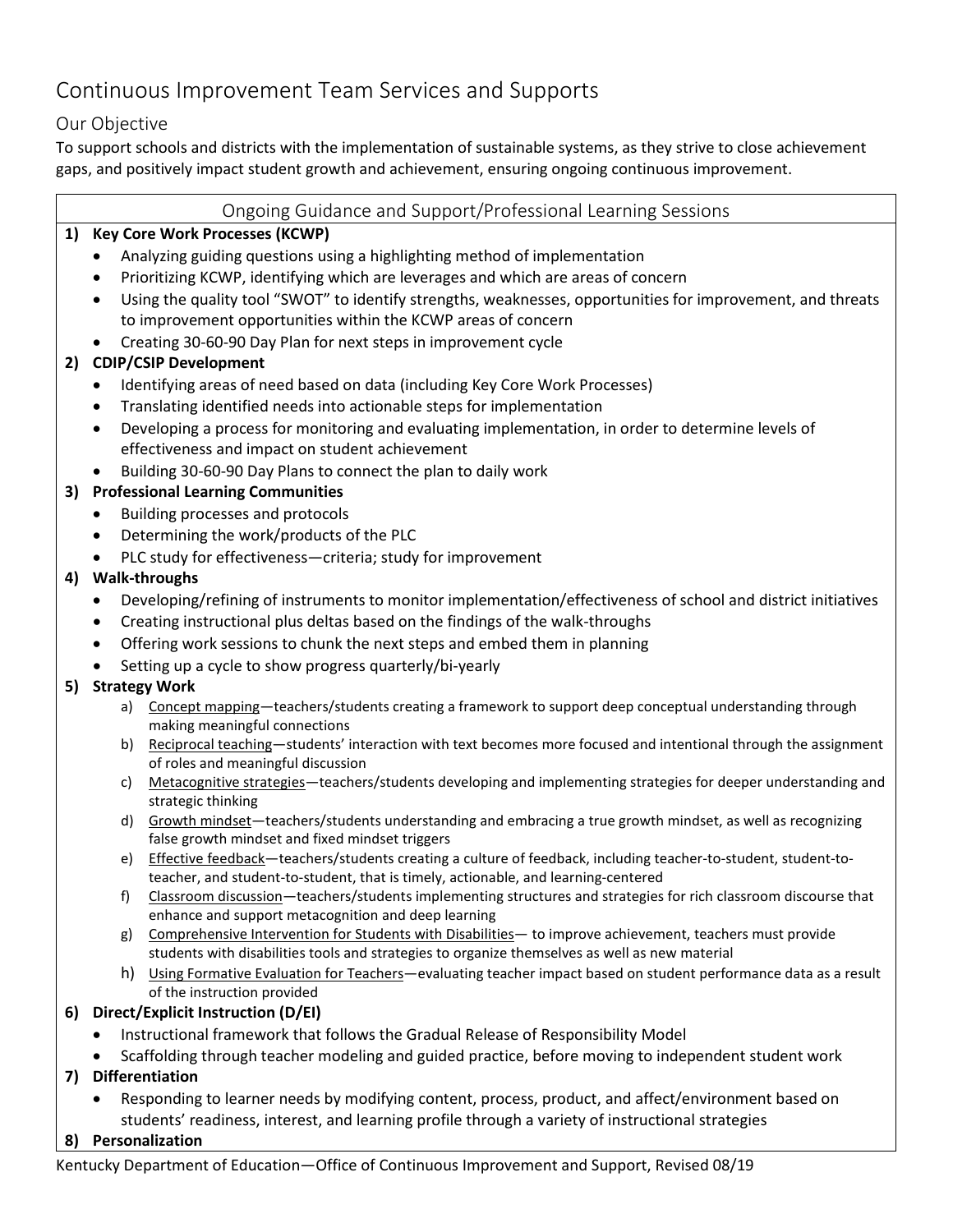# Continuous Improvement Team Services and Supports

## Our Objective

To support schools and districts with the implementation of sustainable systems, as they strive to close achievement gaps, and positively impact student growth and achievement, ensuring ongoing continuous improvement.

### Ongoing Guidance and Support/Professional Learning Sessions

1) **Key Core Work Processes (KCWP)**
   - Analyzing guiding questions using a highlighting method of implementation
   - Prioritizing KCWP, identifying which are leverages and which are areas of concern
   - Using the quality tool "SWOT" to identify strengths, weaknesses, opportunities for improvement, and threats to improvement opportunities within the KCWP areas of concern
   - Creating 30-60-90 Day Plan for next steps in improvement cycle
2) **CDIP/CSIP Development**
   - Identifying areas of need based on data (including Key Core Work Processes)
   - Translating identified needs into actionable steps for implementation
   - Developing a process for monitoring and evaluating implementation, in order to determine levels of effectiveness and impact on student achievement
   - Building 30-60-90 Day Plans to connect the plan to daily work
3) **Professional Learning Communities**
   - Building processes and protocols
   - Determining the work/products of the PLC
   - PLC study for effectiveness—criteria; study for improvement
4) **Walk-throughs**
   - Developing/refining of instruments to monitor implementation/effectiveness of school and district initiatives
   - Creating instructional plus deltas based on the findings of the walk-throughs
   - Offering work sessions to chunk the next steps and embed them in planning
   - Setting up a cycle to show progress quarterly/bi-yearly
5) **Strategy Work**
   a) <u>Concept mapping</u>—teachers/students creating a framework to support deep conceptual understanding through making meaningful connections
   b) <u>Reciprocal teaching</u>—students' interaction with text becomes more focused and intentional through the assignment of roles and meaningful discussion
   c) <u>Metacognitive strategies</u>—teachers/students developing and implementing strategies for deeper understanding and strategic thinking
   d) <u>Growth mindset</u>—teachers/students understanding and embracing a true growth mindset, as well as recognizing false growth mindset and fixed mindset triggers
   e) <u>Effective feedback</u>—teachers/students creating a culture of feedback, including teacher-to-student, student-to-teacher, and student-to-student, that is timely, actionable, and learning-centered
   f) <u>Classroom discussion</u>—teachers/students implementing structures and strategies for rich classroom discourse that enhance and support metacognition and deep learning
   g) <u>Comprehensive Intervention for Students with Disabilities</u>— to improve achievement, teachers must provide students with disabilities tools and strategies to organize themselves as well as new material
   h) <u>Using Formative Evaluation for Teachers</u>—evaluating teacher impact based on student performance data as a result of the instruction provided
6) **Direct/Explicit Instruction (D/EI)**
   - Instructional framework that follows the Gradual Release of Responsibility Model
   - Scaffolding through teacher modeling and guided practice, before moving to independent student work
7) **Differentiation**
   - Responding to learner needs by modifying content, process, product, and affect/environment based on students' readiness, interest, and learning profile through a variety of instructional strategies
8) **Personalization**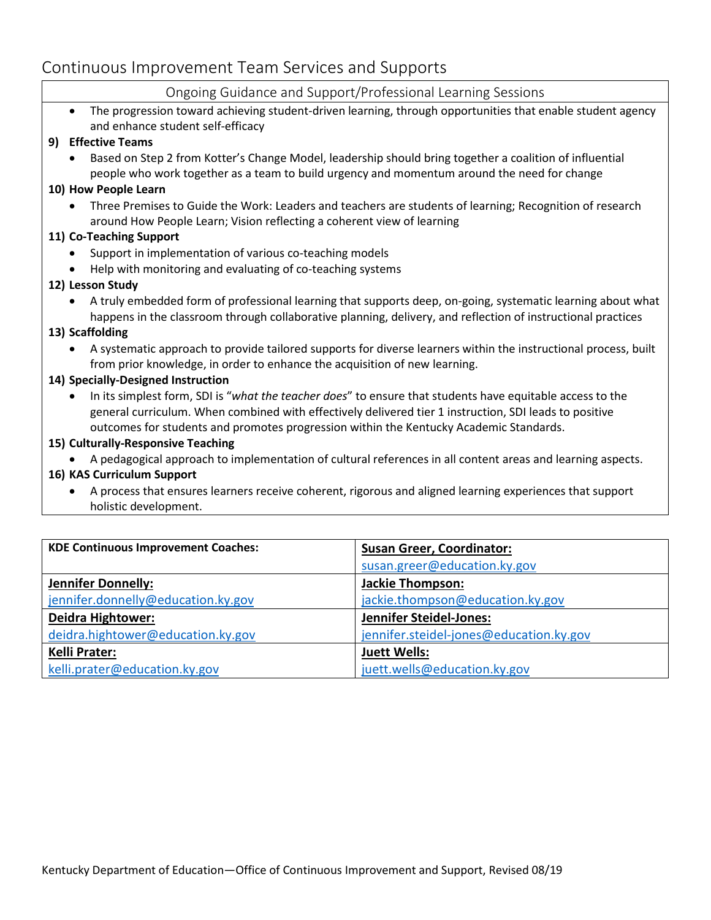# Continuous Improvement Team Services and Supports

## Ongoing Guidance and Support/Professional Learning Sessions

- The progression toward achieving student-driven learning, through opportunities that enable student agency and enhance student self-efficacy

**9) Effective Teams**

- Based on Step 2 from Kotter's Change Model, leadership should bring together a coalition of influential people who work together as a team to build urgency and momentum around the need for change

**10) How People Learn**

- Three Premises to Guide the Work: Leaders and teachers are students of learning; Recognition of research around How People Learn; Vision reflecting a coherent view of learning

**11) Co-Teaching Support**

- Support in implementation of various co-teaching models
- Help with monitoring and evaluating of co-teaching systems

**12) Lesson Study**

- A truly embedded form of professional learning that supports deep, on-going, systematic learning about what happens in the classroom through collaborative planning, delivery, and reflection of instructional practices

**13) Scaffolding**

- A systematic approach to provide tailored supports for diverse learners within the instructional process, built from prior knowledge, in order to enhance the acquisition of new learning.

**14) Specially-Designed Instruction**

- In its simplest form, SDI is "*what the teacher does*" to ensure that students have equitable access to the general curriculum. When combined with effectively delivered tier 1 instruction, SDI leads to positive outcomes for students and promotes progression within the Kentucky Academic Standards.

**15) Culturally-Responsive Teaching**

- A pedagogical approach to implementation of cultural references in all content areas and learning aspects.

**16) KAS Curriculum Support**

- A process that ensures learners receive coherent, rigorous and aligned learning experiences that support holistic development.

| | |
|---|---|
| **KDE Continuous Improvement Coaches:** | **Susan Greer, Coordinator:** susan.greer@education.ky.gov |
| **Jennifer Donnelly:** jennifer.donnelly@education.ky.gov | **Jackie Thompson:** jackie.thompson@education.ky.gov |
| **Deidra Hightower:** deidra.hightower@education.ky.gov | **Jennifer Steidel-Jones:** jennifer.steidel-jones@education.ky.gov |
| **Kelli Prater:** kelli.prater@education.ky.gov | **Juett Wells:** juett.wells@education.ky.gov |

Kentucky Department of Education—Office of Continuous Improvement and Support, Revised 08/19